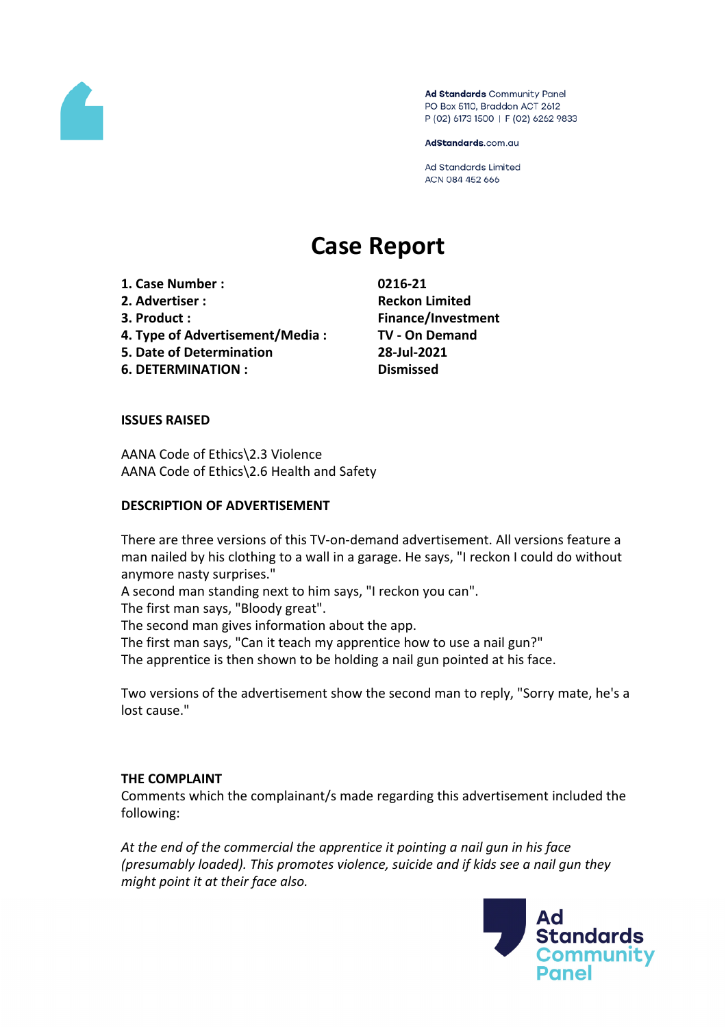Ad Standards Community Panel
PO Box 5110, Braddon ACT 2612
P (02) 6173 1500 | F (02) 6262 9833

AdStandards.com.au

Ad Standards Limited
ACN 084 452 666

# Case Report

| | |
|---|---|
| **1. Case Number :** | **0216-21** |
| **2. Advertiser :** | **Reckon Limited** |
| **3. Product :** | **Finance/Investment** |
| **4. Type of Advertisement/Media :** | **TV - On Demand** |
| **5. Date of Determination** | **28-Jul-2021** |
| **6. DETERMINATION :** | **Dismissed** |

**ISSUES RAISED**

AANA Code of Ethics\2.3 Violence
AANA Code of Ethics\2.6 Health and Safety

**DESCRIPTION OF ADVERTISEMENT**

There are three versions of this TV-on-demand advertisement. All versions feature a man nailed by his clothing to a wall in a garage. He says, "I reckon I could do without anymore nasty surprises."
A second man standing next to him says, "I reckon you can".
The first man says, "Bloody great".
The second man gives information about the app.
The first man says, "Can it teach my apprentice how to use a nail gun?"
The apprentice is then shown to be holding a nail gun pointed at his face.

Two versions of the advertisement show the second man to reply, "Sorry mate, he's a lost cause."

**THE COMPLAINT**
Comments which the complainant/s made regarding this advertisement included the following:

*At the end of the commercial the apprentice it pointing a nail gun in his face (presumably loaded). This promotes violence, suicide and if kids see a nail gun they might point it at their face also.*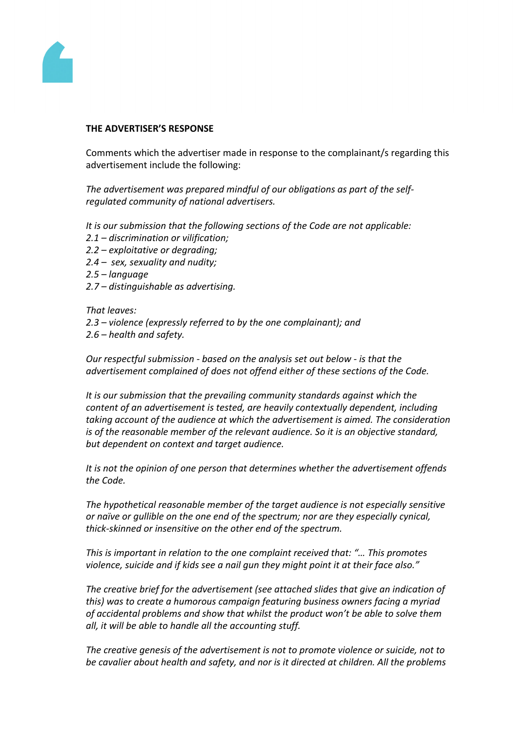**THE ADVERTISER'S RESPONSE**

Comments which the advertiser made in response to the complainant/s regarding this advertisement include the following:

*The advertisement was prepared mindful of our obligations as part of the self-regulated community of national advertisers.*

*It is our submission that the following sections of the Code are not applicable:*
*2.1 – discrimination or vilification;*
*2.2 – exploitative or degrading;*
*2.4 – sex, sexuality and nudity;*
*2.5 – language*
*2.7 – distinguishable as advertising.*

*That leaves:*
*2.3 – violence (expressly referred to by the one complainant); and*
*2.6 – health and safety.*

*Our respectful submission - based on the analysis set out below - is that the advertisement complained of does not offend either of these sections of the Code.*

*It is our submission that the prevailing community standards against which the content of an advertisement is tested, are heavily contextually dependent, including taking account of the audience at which the advertisement is aimed. The consideration is of the reasonable member of the relevant audience. So it is an objective standard, but dependent on context and target audience.*

*It is not the opinion of one person that determines whether the advertisement offends the Code.*

*The hypothetical reasonable member of the target audience is not especially sensitive or naïve or gullible on the one end of the spectrum; nor are they especially cynical, thick-skinned or insensitive on the other end of the spectrum.*

*This is important in relation to the one complaint received that: "… This promotes violence, suicide and if kids see a nail gun they might point it at their face also."*

*The creative brief for the advertisement (see attached slides that give an indication of this) was to create a humorous campaign featuring business owners facing a myriad of accidental problems and show that whilst the product won't be able to solve them all, it will be able to handle all the accounting stuff.*

*The creative genesis of the advertisement is not to promote violence or suicide, not to be cavalier about health and safety, and nor is it directed at children. All the problems*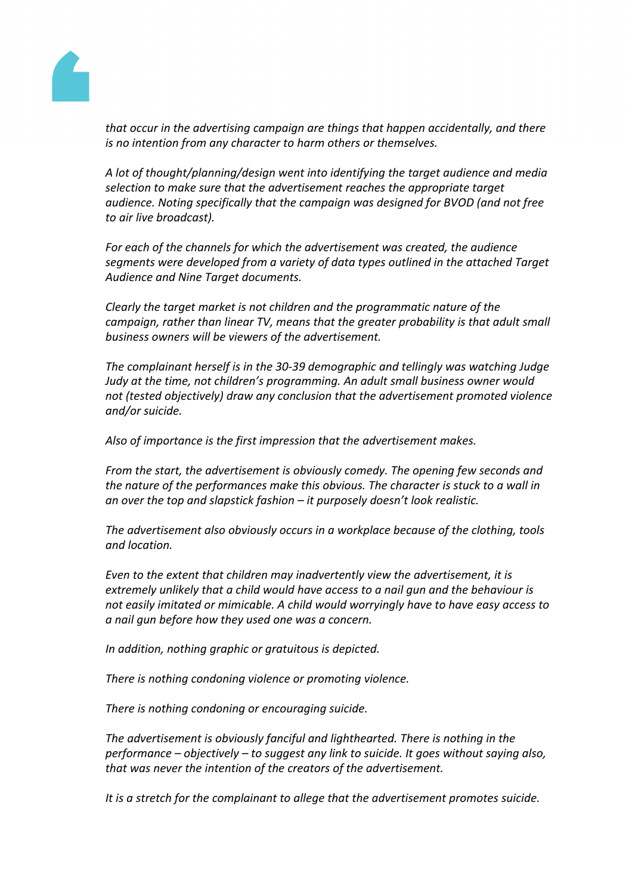*that occur in the advertising campaign are things that happen accidentally, and there is no intention from any character to harm others or themselves.*

*A lot of thought/planning/design went into identifying the target audience and media selection to make sure that the advertisement reaches the appropriate target audience. Noting specifically that the campaign was designed for BVOD (and not free to air live broadcast).*

*For each of the channels for which the advertisement was created, the audience segments were developed from a variety of data types outlined in the attached Target Audience and Nine Target documents.*

*Clearly the target market is not children and the programmatic nature of the campaign, rather than linear TV, means that the greater probability is that adult small business owners will be viewers of the advertisement.*

*The complainant herself is in the 30-39 demographic and tellingly was watching Judge Judy at the time, not children's programming. An adult small business owner would not (tested objectively) draw any conclusion that the advertisement promoted violence and/or suicide.*

*Also of importance is the first impression that the advertisement makes.*

*From the start, the advertisement is obviously comedy. The opening few seconds and the nature of the performances make this obvious. The character is stuck to a wall in an over the top and slapstick fashion – it purposely doesn't look realistic.*

*The advertisement also obviously occurs in a workplace because of the clothing, tools and location.*

*Even to the extent that children may inadvertently view the advertisement, it is extremely unlikely that a child would have access to a nail gun and the behaviour is not easily imitated or mimicable. A child would worryingly have to have easy access to a nail gun before how they used one was a concern.*

*In addition, nothing graphic or gratuitous is depicted.*

*There is nothing condoning violence or promoting violence.*

*There is nothing condoning or encouraging suicide.*

*The advertisement is obviously fanciful and lighthearted. There is nothing in the performance – objectively – to suggest any link to suicide. It goes without saying also, that was never the intention of the creators of the advertisement.*

*It is a stretch for the complainant to allege that the advertisement promotes suicide.*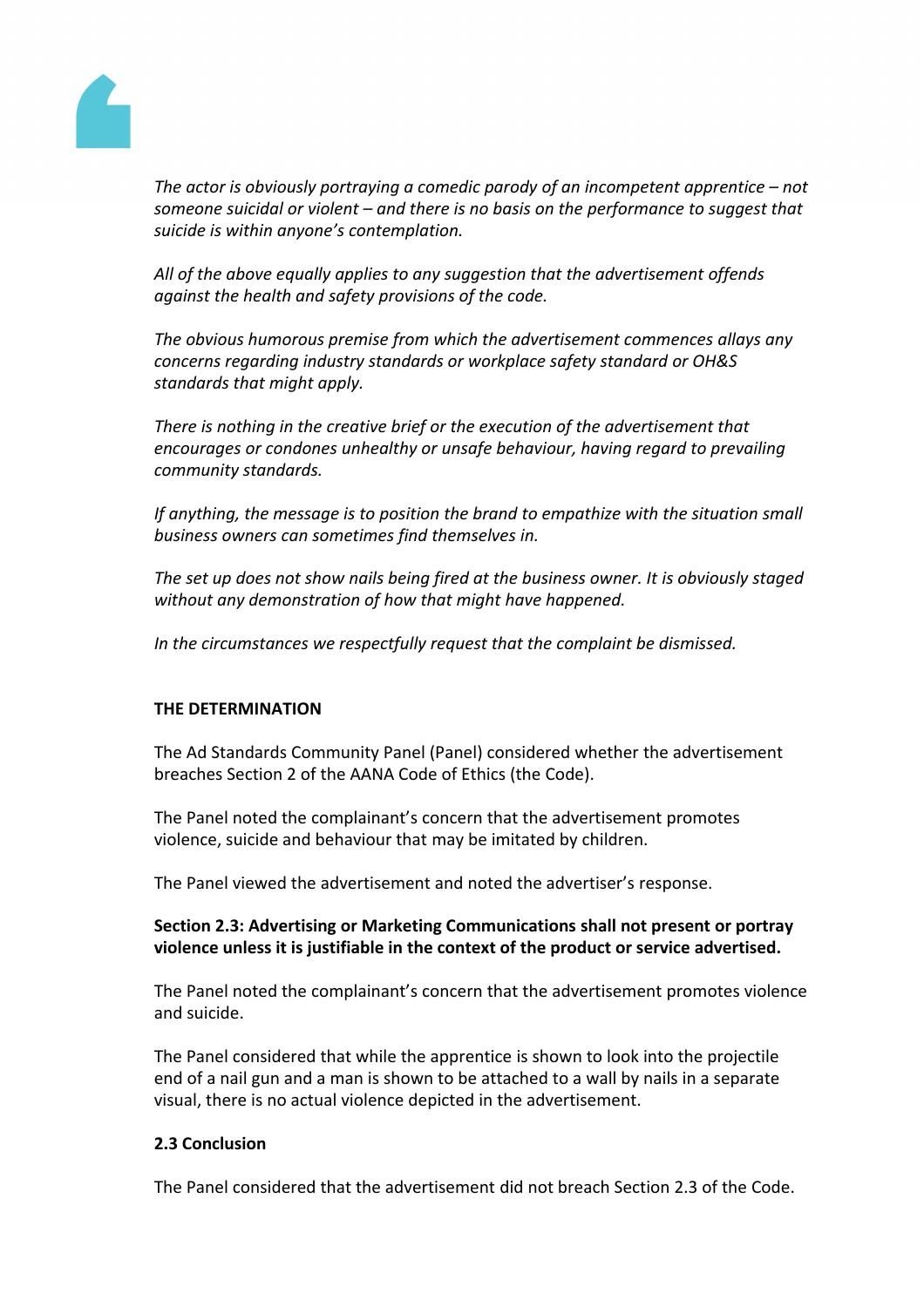*The actor is obviously portraying a comedic parody of an incompetent apprentice – not someone suicidal or violent – and there is no basis on the performance to suggest that suicide is within anyone's contemplation.*

*All of the above equally applies to any suggestion that the advertisement offends against the health and safety provisions of the code.*

*The obvious humorous premise from which the advertisement commences allays any concerns regarding industry standards or workplace safety standard or OH&S standards that might apply.*

*There is nothing in the creative brief or the execution of the advertisement that encourages or condones unhealthy or unsafe behaviour, having regard to prevailing community standards.*

*If anything, the message is to position the brand to empathize with the situation small business owners can sometimes find themselves in.*

*The set up does not show nails being fired at the business owner. It is obviously staged without any demonstration of how that might have happened.*

*In the circumstances we respectfully request that the complaint be dismissed.*

**THE DETERMINATION**

The Ad Standards Community Panel (Panel) considered whether the advertisement breaches Section 2 of the AANA Code of Ethics (the Code).

The Panel noted the complainant's concern that the advertisement promotes violence, suicide and behaviour that may be imitated by children.

The Panel viewed the advertisement and noted the advertiser's response.

**Section 2.3: Advertising or Marketing Communications shall not present or portray violence unless it is justifiable in the context of the product or service advertised.**

The Panel noted the complainant's concern that the advertisement promotes violence and suicide.

The Panel considered that while the apprentice is shown to look into the projectile end of a nail gun and a man is shown to be attached to a wall by nails in a separate visual, there is no actual violence depicted in the advertisement.

**2.3 Conclusion**

The Panel considered that the advertisement did not breach Section 2.3 of the Code.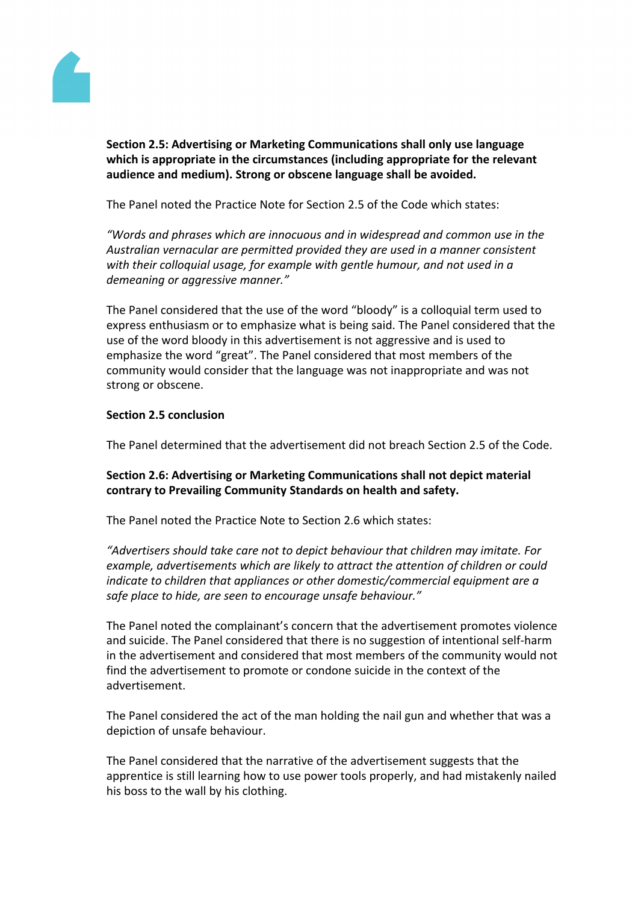**Section 2.5: Advertising or Marketing Communications shall only use language which is appropriate in the circumstances (including appropriate for the relevant audience and medium). Strong or obscene language shall be avoided.**

The Panel noted the Practice Note for Section 2.5 of the Code which states:

*"Words and phrases which are innocuous and in widespread and common use in the Australian vernacular are permitted provided they are used in a manner consistent with their colloquial usage, for example with gentle humour, and not used in a demeaning or aggressive manner."*

The Panel considered that the use of the word "bloody" is a colloquial term used to express enthusiasm or to emphasize what is being said. The Panel considered that the use of the word bloody in this advertisement is not aggressive and is used to emphasize the word "great". The Panel considered that most members of the community would consider that the language was not inappropriate and was not strong or obscene.

**Section 2.5 conclusion**

The Panel determined that the advertisement did not breach Section 2.5 of the Code.

**Section 2.6: Advertising or Marketing Communications shall not depict material contrary to Prevailing Community Standards on health and safety.**

The Panel noted the Practice Note to Section 2.6 which states:

*"Advertisers should take care not to depict behaviour that children may imitate. For example, advertisements which are likely to attract the attention of children or could indicate to children that appliances or other domestic/commercial equipment are a safe place to hide, are seen to encourage unsafe behaviour."*

The Panel noted the complainant's concern that the advertisement promotes violence and suicide. The Panel considered that there is no suggestion of intentional self-harm in the advertisement and considered that most members of the community would not find the advertisement to promote or condone suicide in the context of the advertisement.

The Panel considered the act of the man holding the nail gun and whether that was a depiction of unsafe behaviour.

The Panel considered that the narrative of the advertisement suggests that the apprentice is still learning how to use power tools properly, and had mistakenly nailed his boss to the wall by his clothing.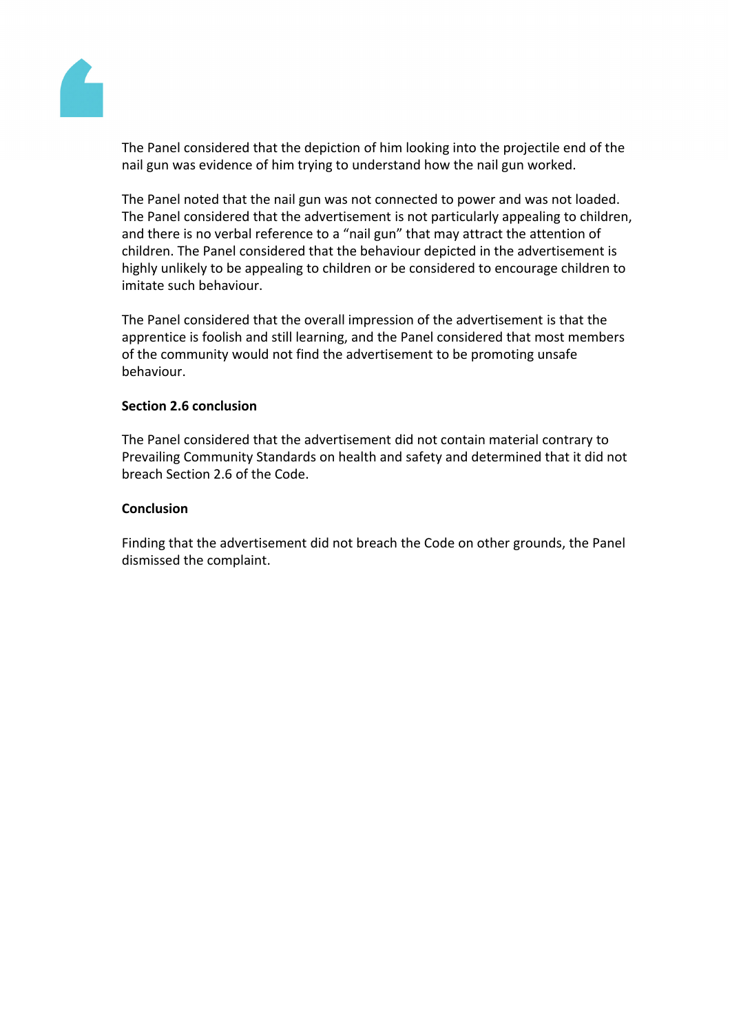The Panel considered that the depiction of him looking into the projectile end of the nail gun was evidence of him trying to understand how the nail gun worked.

The Panel noted that the nail gun was not connected to power and was not loaded. The Panel considered that the advertisement is not particularly appealing to children, and there is no verbal reference to a "nail gun" that may attract the attention of children. The Panel considered that the behaviour depicted in the advertisement is highly unlikely to be appealing to children or be considered to encourage children to imitate such behaviour.

The Panel considered that the overall impression of the advertisement is that the apprentice is foolish and still learning, and the Panel considered that most members of the community would not find the advertisement to be promoting unsafe behaviour.

**Section 2.6 conclusion**

The Panel considered that the advertisement did not contain material contrary to Prevailing Community Standards on health and safety and determined that it did not breach Section 2.6 of the Code.

**Conclusion**

Finding that the advertisement did not breach the Code on other grounds, the Panel dismissed the complaint.